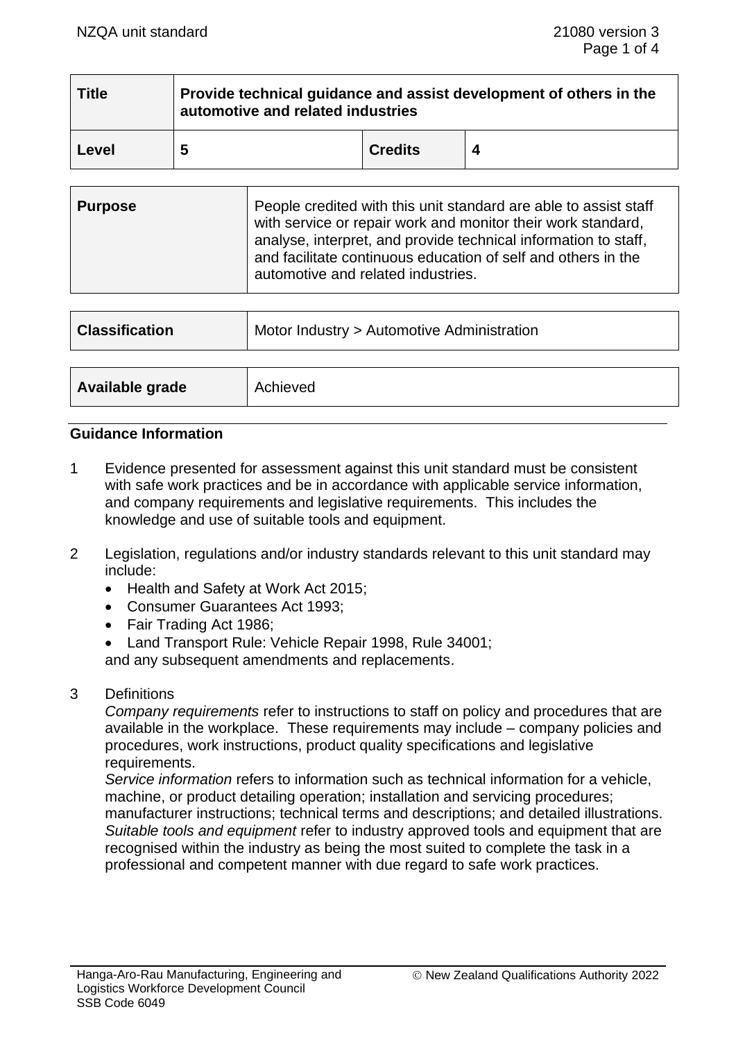| Title | Provide technical guidance and assist development of others in the automotive and related industries | | |
|---|---|---|---|
| Level | 5 | Credits | 4 |

| Purpose | People credited with this unit standard are able to assist staff with service or repair work and monitor their work standard, analyse, interpret, and provide technical information to staff, and facilitate continuous education of self and others in the automotive and related industries. |
|---|---|

| Classification | Motor Industry > Automotive Administration |
|---|---|

| Available grade | Achieved |
|---|---|

## Guidance Information

1 Evidence presented for assessment against this unit standard must be consistent with safe work practices and be in accordance with applicable service information, and company requirements and legislative requirements. This includes the knowledge and use of suitable tools and equipment.

2 Legislation, regulations and/or industry standards relevant to this unit standard may include:
- Health and Safety at Work Act 2015;
- Consumer Guarantees Act 1993;
- Fair Trading Act 1986;
- Land Transport Rule: Vehicle Repair 1998, Rule 34001;

and any subsequent amendments and replacements.

3 Definitions

*Company requirements* refer to instructions to staff on policy and procedures that are available in the workplace. These requirements may include – company policies and procedures, work instructions, product quality specifications and legislative requirements.

*Service information* refers to information such as technical information for a vehicle, machine, or product detailing operation; installation and servicing procedures; manufacturer instructions; technical terms and descriptions; and detailed illustrations.

*Suitable tools and equipment* refer to industry approved tools and equipment that are recognised within the industry as being the most suited to complete the task in a professional and competent manner with due regard to safe work practices.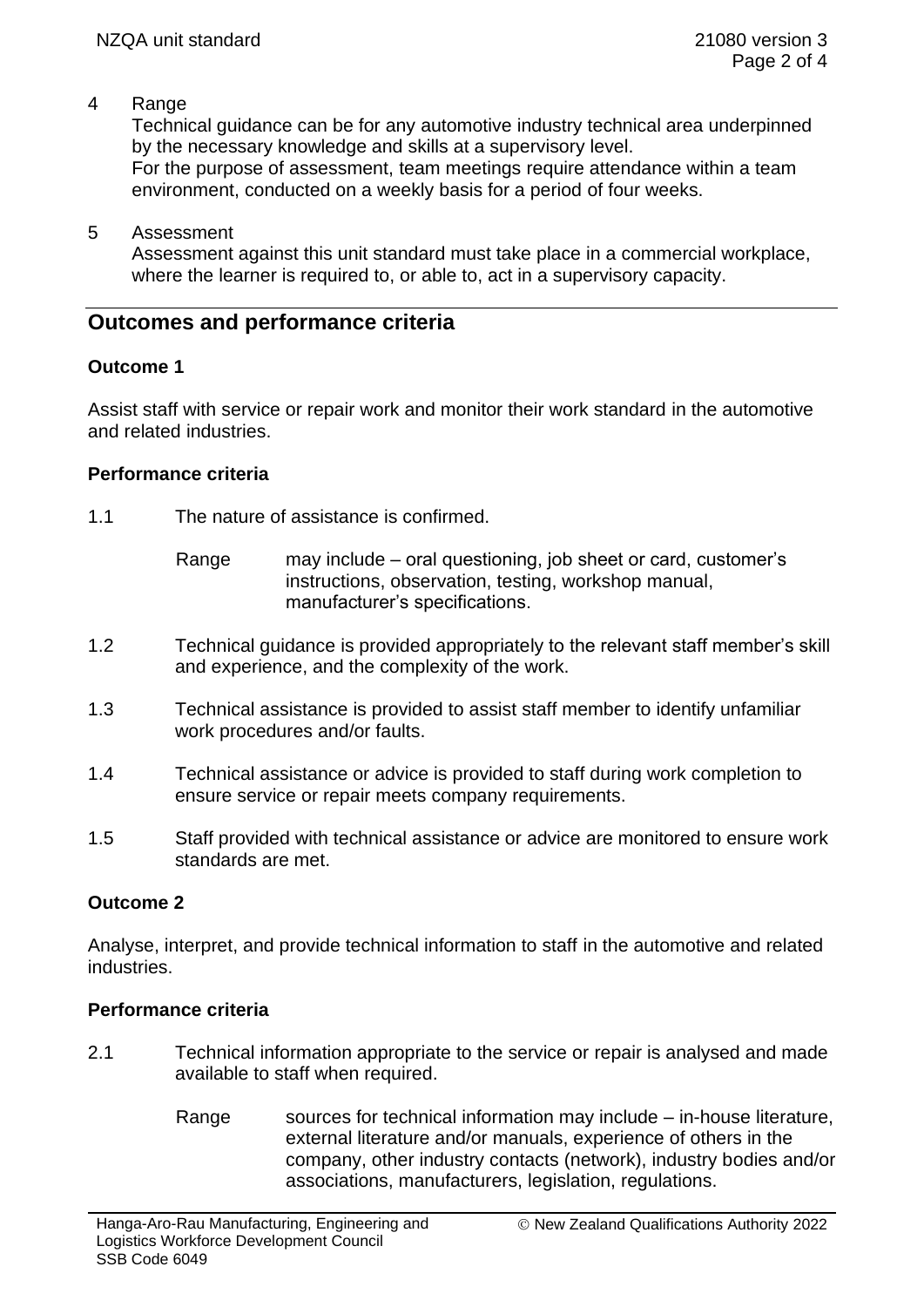4 Range

Technical guidance can be for any automotive industry technical area underpinned by the necessary knowledge and skills at a supervisory level.
For the purpose of assessment, team meetings require attendance within a team environment, conducted on a weekly basis for a period of four weeks.

5 Assessment

Assessment against this unit standard must take place in a commercial workplace, where the learner is required to, or able to, act in a supervisory capacity.

## Outcomes and performance criteria

### Outcome 1

Assist staff with service or repair work and monitor their work standard in the automotive and related industries.

### Performance criteria

1.1 The nature of assistance is confirmed.

Range may include – oral questioning, job sheet or card, customer's instructions, observation, testing, workshop manual, manufacturer's specifications.

1.2 Technical guidance is provided appropriately to the relevant staff member's skill and experience, and the complexity of the work.

1.3 Technical assistance is provided to assist staff member to identify unfamiliar work procedures and/or faults.

1.4 Technical assistance or advice is provided to staff during work completion to ensure service or repair meets company requirements.

1.5 Staff provided with technical assistance or advice are monitored to ensure work standards are met.

### Outcome 2

Analyse, interpret, and provide technical information to staff in the automotive and related industries.

### Performance criteria

2.1 Technical information appropriate to the service or repair is analysed and made available to staff when required.

Range sources for technical information may include – in-house literature, external literature and/or manuals, experience of others in the company, other industry contacts (network), industry bodies and/or associations, manufacturers, legislation, regulations.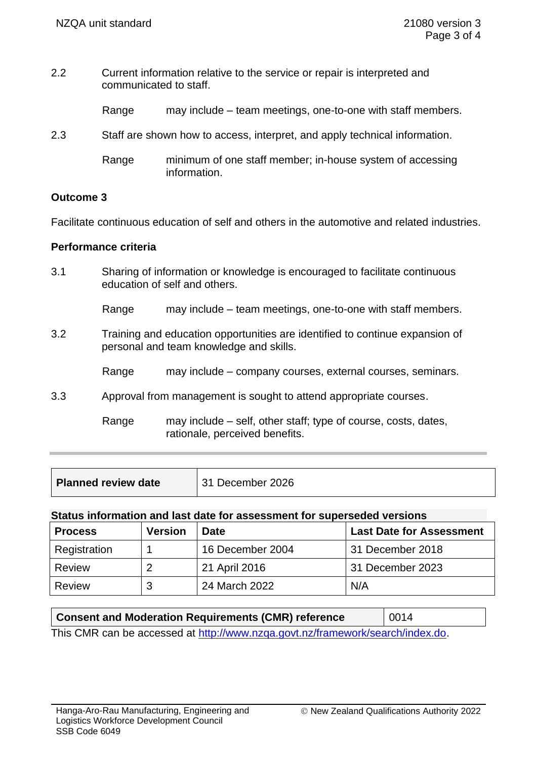2.2 Current information relative to the service or repair is interpreted and communicated to staff.

Range may include – team meetings, one-to-one with staff members.

2.3 Staff are shown how to access, interpret, and apply technical information.

Range minimum of one staff member; in-house system of accessing information.

**Outcome 3**

Facilitate continuous education of self and others in the automotive and related industries.

**Performance criteria**

3.1 Sharing of information or knowledge is encouraged to facilitate continuous education of self and others.

Range may include – team meetings, one-to-one with staff members.

3.2 Training and education opportunities are identified to continue expansion of personal and team knowledge and skills.

Range may include – company courses, external courses, seminars.

3.3 Approval from management is sought to attend appropriate courses.

Range may include – self, other staff; type of course, costs, dates, rationale, perceived benefits.

| **Planned review date** | 31 December 2026 |
|---|---|

**Status information and last date for assessment for superseded versions**

| Process | Version | Date | Last Date for Assessment |
|---|---|---|---|
| Registration | 1 | 16 December 2004 | 31 December 2018 |
| Review | 2 | 21 April 2016 | 31 December 2023 |
| Review | 3 | 24 March 2022 | N/A |

| **Consent and Moderation Requirements (CMR) reference** | 0014 |
|---|---|

This CMR can be accessed at http://www.nzqa.govt.nz/framework/search/index.do.

Hanga-Aro-Rau Manufacturing, Engineering and Logistics Workforce Development Council
SSB Code 6049

© New Zealand Qualifications Authority 2022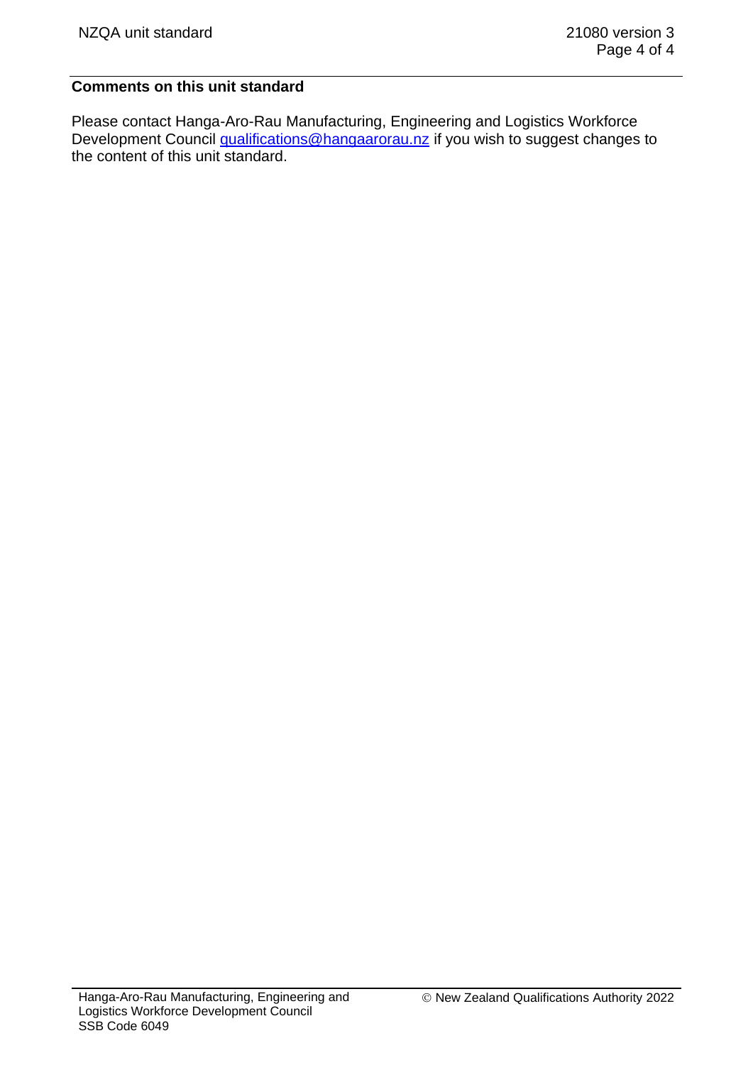**Comments on this unit standard**

Please contact Hanga-Aro-Rau Manufacturing, Engineering and Logistics Workforce Development Council qualifications@hangaarorau.nz if you wish to suggest changes to the content of this unit standard.